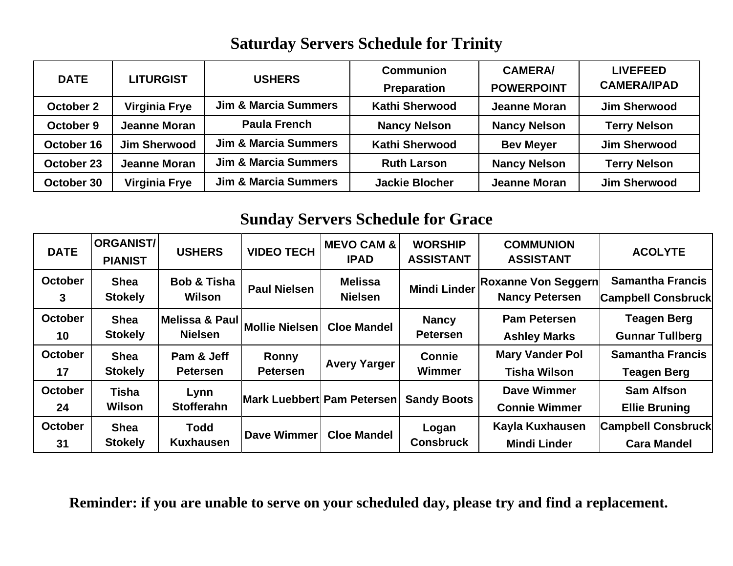## Saturday Servers Schedule for Trinity

| DATE | LITURGIST | USHERS | Communion Preparation | CAMERA/ POWERPOINT | LIVEFEED CAMERA/IPAD |
|---|---|---|---|---|---|
| October 2 | Virginia Frye | Jim & Marcia Summers | Kathi Sherwood | Jeanne Moran | Jim Sherwood |
| October 9 | Jeanne Moran | Paula French | Nancy Nelson | Nancy Nelson | Terry Nelson |
| October 16 | Jim Sherwood | Jim & Marcia Summers | Kathi Sherwood | Bev Meyer | Jim Sherwood |
| October 23 | Jeanne Moran | Jim & Marcia Summers | Ruth Larson | Nancy Nelson | Terry Nelson |
| October 30 | Virginia Frye | Jim & Marcia Summers | Jackie Blocher | Jeanne Moran | Jim Sherwood |

## Sunday Servers Schedule for Grace

| DATE | ORGANIST/ PIANIST | USHERS | VIDEO TECH | MEVO CAM & IPAD | WORSHIP ASSISTANT | COMMUNION ASSISTANT | ACOLYTE |
|---|---|---|---|---|---|---|---|
| October 3 | Shea Stokely | Bob & Tisha Wilson | Paul Nielsen | Melissa Nielsen | Mindi Linder | Roxanne Von Seggern<br>Nancy Petersen | Samantha Francis<br>Campbell Consbruck |
| October 10 | Shea Stokely | Melissa & Paul Nielsen | Mollie Nielsen | Cloe Mandel | Nancy Petersen | Pam Petersen<br>Ashley Marks | Teagen Berg<br>Gunnar Tullberg |
| October 17 | Shea Stokely | Pam & Jeff Petersen | Ronny Petersen | Avery Yarger | Connie Wimmer | Mary Vander Pol<br>Tisha Wilson | Samantha Francis<br>Teagen Berg |
| October 24 | Tisha Wilson | Lynn Stofferahn | Mark Luebbert | Pam Petersen | Sandy Boots | Dave Wimmer<br>Connie Wimmer | Sam Alfson<br>Ellie Bruning |
| October 31 | Shea Stokely | Todd Kuxhausen | Dave Wimmer | Cloe Mandel | Logan Consbruck | Kayla Kuxhausen<br>Mindi Linder | Campbell Consbruck<br>Cara Mandel |

**Reminder: if you are unable to serve on your scheduled day, please try and find a replacement.**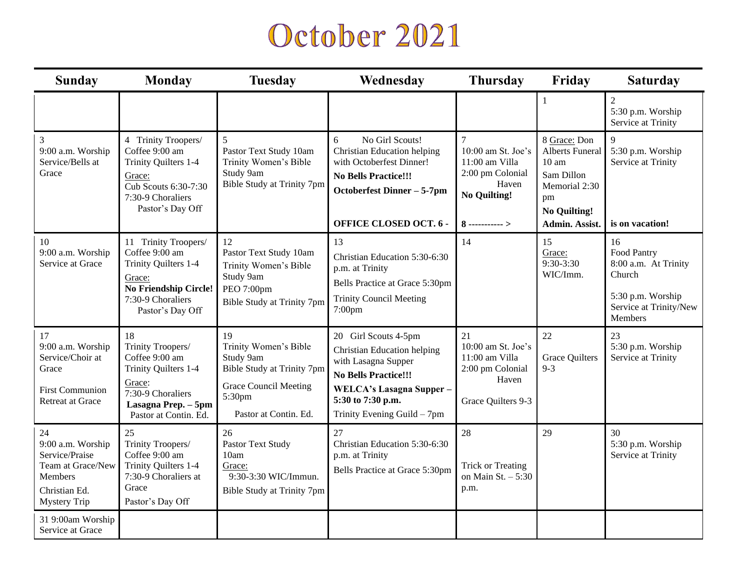# October 2021

| Sunday | Monday | Tuesday | Wednesday | Thursday | Friday | Saturday |
|---|---|---|---|---|---|---|
| | | | | | 1 | 2<br>5:30 p.m. Worship Service at Trinity |
| 3<br>9:00 a.m. Worship Service/Bells at Grace | 4 Trinity Troopers/ Coffee 9:00 am<br>Trinity Quilters 1-4<br>Grace:<br>Cub Scouts 6:30-7:30<br>7:30-9 Choraliers<br>Pastor's Day Off | 5<br>Pastor Text Study 10am<br>Trinity Women's Bible Study 9am<br>Bible Study at Trinity 7pm | 6 No Girl Scouts!<br>Christian Education helping with Octoberfest Dinner!<br>**No Bells Practice!!!**<br>**Octoberfest Dinner – 5-7pm**<br>**OFFICE CLOSED OCT. 6 -** | 7<br>10:00 am St. Joe's<br>11:00 am Villa<br>2:00 pm Colonial Haven<br>**No Quilting!**<br>**8 ----------- >** | 8 Grace: Don Alberts Funeral 10 am<br>Sam Dillon Memorial 2:30 pm<br>**No Quilting!**<br>**Admin. Assist.** | 9<br>5:30 p.m. Worship Service at Trinity<br>**is on vacation!** |
| 10<br>9:00 a.m. Worship Service at Grace | 11 Trinity Troopers/ Coffee 9:00 am<br>Trinity Quilters 1-4<br>Grace:<br>**No Friendship Circle!**<br>7:30-9 Choraliers<br>Pastor's Day Off | 12<br>Pastor Text Study 10am<br>Trinity Women's Bible Study 9am<br>PEO 7:00pm<br>Bible Study at Trinity 7pm | 13<br>Christian Education 5:30-6:30 p.m. at Trinity<br>Bells Practice at Grace 5:30pm<br>Trinity Council Meeting 7:00pm | 14 | 15<br>Grace:<br>9:30-3:30 WIC/Imm. | 16<br>Food Pantry 8:00 a.m. At Trinity Church<br>5:30 p.m. Worship Service at Trinity/New Members |
| 17<br>9:00 a.m. Worship Service/Choir at Grace<br>First Communion Retreat at Grace | 18<br>Trinity Troopers/ Coffee 9:00 am<br>Trinity Quilters 1-4<br>Grace:<br>7:30-9 Choraliers<br>**Lasagna Prep. – 5pm**<br>Pastor at Contin. Ed. | 19<br>Trinity Women's Bible Study 9am<br>Bible Study at Trinity 7pm<br>Grace Council Meeting 5:30pm<br>Pastor at Contin. Ed. | 20 Girl Scouts 4-5pm<br>Christian Education helping with Lasagna Supper<br>**No Bells Practice!!!**<br>**WELCA's Lasagna Supper – 5:30 to 7:30 p.m.**<br>Trinity Evening Guild – 7pm | 21<br>10:00 am St. Joe's<br>11:00 am Villa<br>2:00 pm Colonial Haven<br>Grace Quilters 9-3 | 22<br>Grace Quilters 9-3 | 23<br>5:30 p.m. Worship Service at Trinity |
| 24<br>9:00 a.m. Worship Service/Praise Team at Grace/New Members<br>Christian Ed. Mystery Trip | 25<br>Trinity Troopers/ Coffee 9:00 am<br>Trinity Quilters 1-4<br>7:30-9 Choraliers at Grace<br>Pastor's Day Off | 26<br>Pastor Text Study 10am<br>Grace:<br>9:30-3:30 WIC/Immun.<br>Bible Study at Trinity 7pm | 27<br>Christian Education 5:30-6:30 p.m. at Trinity<br>Bells Practice at Grace 5:30pm | 28<br>Trick or Treating on Main St. – 5:30 p.m. | 29 | 30<br>5:30 p.m. Worship Service at Trinity |
| 31 9:00am Worship Service at Grace | | | | | | |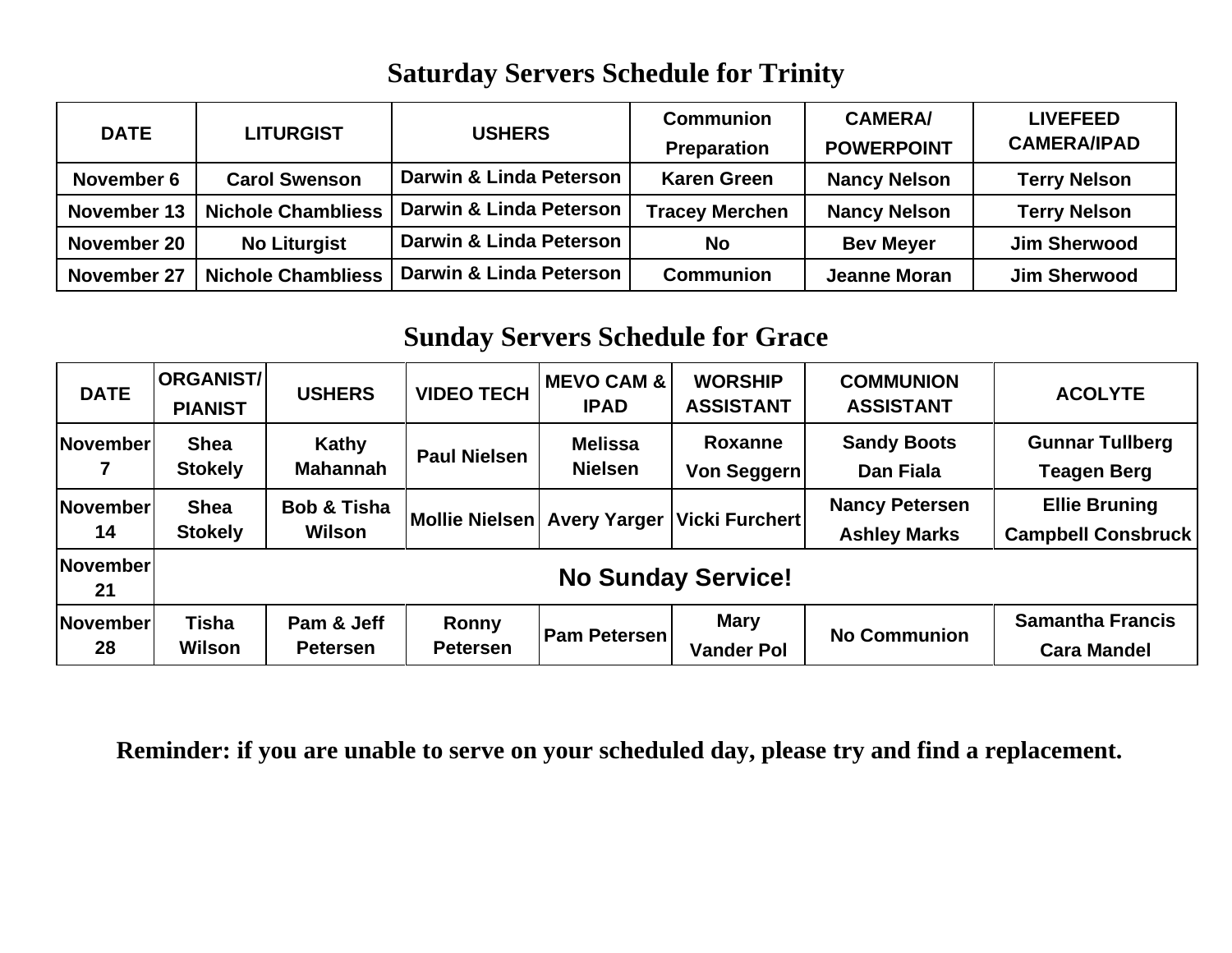## Saturday Servers Schedule for Trinity

| DATE | LITURGIST | USHERS | Communion Preparation | CAMERA/ POWERPOINT | LIVEFEED CAMERA/IPAD |
|---|---|---|---|---|---|
| November 6 | Carol Swenson | Darwin & Linda Peterson | Karen Green | Nancy Nelson | Terry Nelson |
| November 13 | Nichole Chambliess | Darwin & Linda Peterson | Tracey Merchen | Nancy Nelson | Terry Nelson |
| November 20 | No Liturgist | Darwin & Linda Peterson | No | Bev Meyer | Jim Sherwood |
| November 27 | Nichole Chambliess | Darwin & Linda Peterson | Communion | Jeanne Moran | Jim Sherwood |

## Sunday Servers Schedule for Grace

| DATE | ORGANIST/ PIANIST | USHERS | VIDEO TECH | MEVO CAM & IPAD | WORSHIP ASSISTANT | COMMUNION ASSISTANT | ACOLYTE |
|---|---|---|---|---|---|---|---|
| November 7 | Shea Stokely | Kathy Mahannah | Paul Nielsen | Melissa Nielsen | Roxanne Von Seggern | Sandy Boots Dan Fiala | Gunnar Tullberg Teagen Berg |
| November 14 | Shea Stokely | Bob & Tisha Wilson | Mollie Nielsen | Avery Yarger | Vicki Furchert | Nancy Petersen Ashley Marks | Ellie Bruning Campbell Consbruck |
| November 21 | No Sunday Service! | | | | | | |
| November 28 | Tisha Wilson | Pam & Jeff Petersen | Ronny Petersen | Pam Petersen | Mary Vander Pol | No Communion | Samantha Francis Cara Mandel |

**Reminder: if you are unable to serve on your scheduled day, please try and find a replacement.**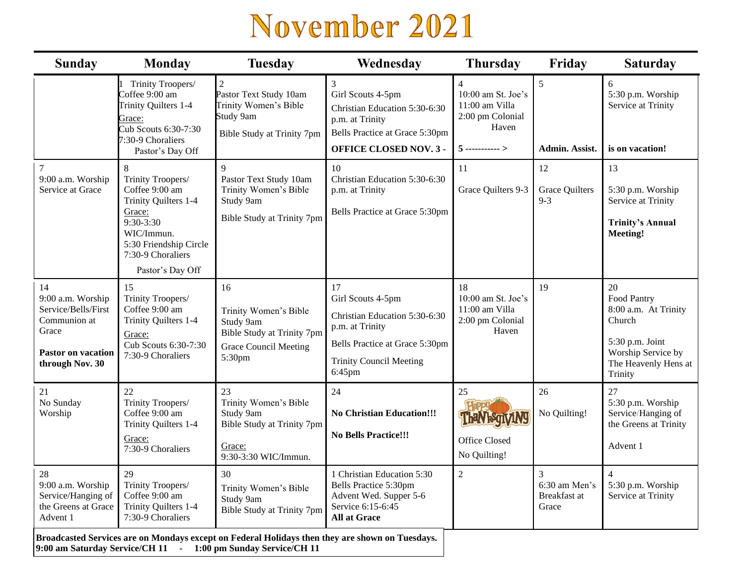# November 2021

| Sunday | Monday | Tuesday | Wednesday | Thursday | Friday | Saturday |
|---|---|---|---|---|---|---|
| | 1 Trinity Troopers/ Coffee 9:00 am<br>Trinity Quilters 1-4<br>Grace:<br>Cub Scouts 6:30-7:30<br>7:30-9 Choraliers<br>Pastor's Day Off | 2<br>Pastor Text Study 10am<br>Trinity Women's Bible Study 9am<br>Bible Study at Trinity 7pm | 3<br>Girl Scouts 4-5pm<br>Christian Education 5:30-6:30 p.m. at Trinity<br>Bells Practice at Grace 5:30pm<br>**OFFICE CLOSED NOV. 3 -** | 4<br>10:00 am St. Joe's<br>11:00 am Villa<br>2:00 pm Colonial Haven<br>**5 ----------- >** | 5<br>**Admin. Assist.** | 6<br>5:30 p.m. Worship Service at Trinity<br>**is on vacation!** |
| 7<br>9:00 a.m. Worship Service at Grace | 8<br>Trinity Troopers/ Coffee 9:00 am<br>Trinity Quilters 1-4<br>Grace:<br>9:30-3:30 WIC/Immun.<br>5:30 Friendship Circle<br>7:30-9 Choraliers<br>Pastor's Day Off | 9<br>Pastor Text Study 10am<br>Trinity Women's Bible Study 9am<br>Bible Study at Trinity 7pm | 10<br>Christian Education 5:30-6:30 p.m. at Trinity<br>Bells Practice at Grace 5:30pm | 11<br>Grace Quilters 9-3 | 12<br>Grace Quilters 9-3 | 13<br>5:30 p.m. Worship Service at Trinity<br>**Trinity's Annual Meeting!** |
| 14<br>9:00 a.m. Worship Service/Bells/First Communion at Grace<br>**Pastor on vacation through Nov. 30** | 15<br>Trinity Troopers/ Coffee 9:00 am<br>Trinity Quilters 1-4<br>Grace:<br>Cub Scouts 6:30-7:30<br>7:30-9 Choraliers | 16<br>Trinity Women's Bible Study 9am<br>Bible Study at Trinity 7pm<br>Grace Council Meeting 5:30pm | 17<br>Girl Scouts 4-5pm<br>Christian Education 5:30-6:30 p.m. at Trinity<br>Bells Practice at Grace 5:30pm<br>Trinity Council Meeting 6:45pm | 18<br>10:00 am St. Joe's<br>11:00 am Villa<br>2:00 pm Colonial Haven | 19 | 20<br>Food Pantry<br>8:00 a.m. At Trinity Church<br>5:30 p.m. Joint Worship Service by The Heavenly Hens at Trinity |
| 21<br>No Sunday Worship | 22<br>Trinity Troopers/ Coffee 9:00 am<br>Trinity Quilters 1-4<br>Grace:<br>7:30-9 Choraliers | 23<br>Trinity Women's Bible Study 9am<br>Bible Study at Trinity 7pm<br>Grace:<br>9:30-3:30 WIC/Immun. | 24<br>**No Christian Education!!!**<br>**No Bells Practice!!!** | 25<br>Happy Thanksgiving<br>Office Closed<br>No Quilting! | 26<br>No Quilting! | 27<br>5:30 p.m. Worship Service/Hanging of the Greens at Trinity<br>Advent 1 |
| 28<br>9:00 a.m. Worship Service/Hanging of the Greens at Grace<br>Advent 1 | 29<br>Trinity Troopers/ Coffee 9:00 am<br>Trinity Quilters 1-4<br>7:30-9 Choraliers | 30<br>Trinity Women's Bible Study 9am<br>Bible Study at Trinity 7pm | 1 Christian Education 5:30<br>Bells Practice 5:30pm<br>Advent Wed. Supper 5-6<br>Service 6:15-6:45<br>**All at Grace** | 2 | 3<br>6:30 am Men's Breakfast at Grace | 4<br>5:30 p.m. Worship Service at Trinity |

**Broadcasted Services are on Mondays except on Federal Holidays then they are shown on Tuesdays.**
**9:00 am Saturday Service/CH 11 - 1:00 pm Sunday Service/CH 11**